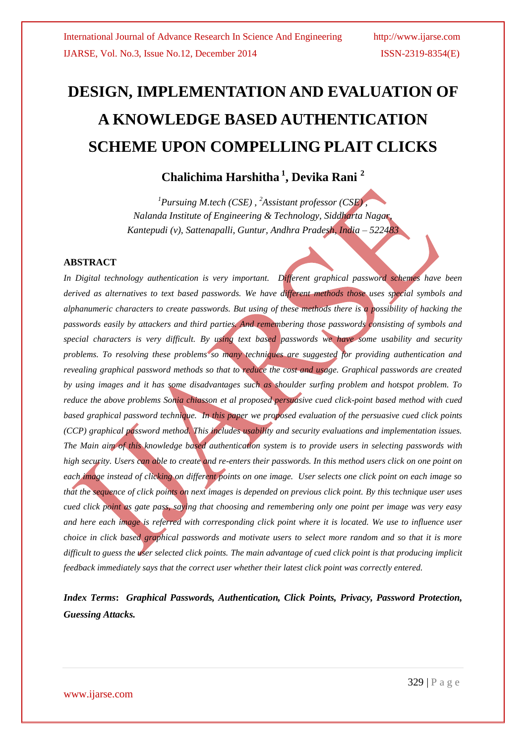# DESIGN, IMPLEMENTATION AND EVALUATION OF A KNOWLEDGE BASED AUTHENTICATION SCHEME UPON COMPELLING PLAIT CLICKS

**Chalichima Harshitha [1], Devika Rani [2]**

*[1]Pursuing M.tech (CSE) , [2]Assistant professor (CSE) ,*
*Nalanda Institute of Engineering & Technology, Siddharta Nagar,*
*Kantepudi (v), Sattenapalli, Guntur, Andhra Pradesh, India – 522483*

## ABSTRACT

*In Digital technology authentication is very important. Different graphical password schemes have been derived as alternatives to text based passwords. We have different methods those uses special symbols and alphanumeric characters to create passwords. But using of these methods there is a possibility of hacking the passwords easily by attackers and third parties. And remembering those passwords consisting of symbols and special characters is very difficult. By using text based passwords we have some usability and security problems. To resolving these problems so many techniques are suggested for providing authentication and revealing graphical password methods so that to reduce the cost and usage. Graphical passwords are created by using images and it has some disadvantages such as shoulder surfing problem and hotspot problem. To reduce the above problems Sonia chiasson et al proposed persuasive cued click-point based method with cued based graphical password technique. In this paper we proposed evaluation of the persuasive cued click points (CCP) graphical password method. This includes usability and security evaluations and implementation issues. The Main aim of this knowledge based authentication system is to provide users in selecting passwords with high security. Users can able to create and re-enters their passwords. In this method users click on one point on each image instead of clicking on different points on one image. User selects one click point on each image so that the sequence of click points on next images is depended on previous click point. By this technique user uses cued click point as gate pass, saying that choosing and remembering only one point per image was very easy and here each image is referred with corresponding click point where it is located. We use to influence user choice in click based graphical passwords and motivate users to select more random and so that it is more difficult to guess the user selected click points. The main advantage of cued click point is that producing implicit feedback immediately says that the correct user whether their latest click point was correctly entered.*

***Index Terms**: Graphical Passwords, Authentication, Click Points, Privacy, Password Protection, Guessing Attacks.*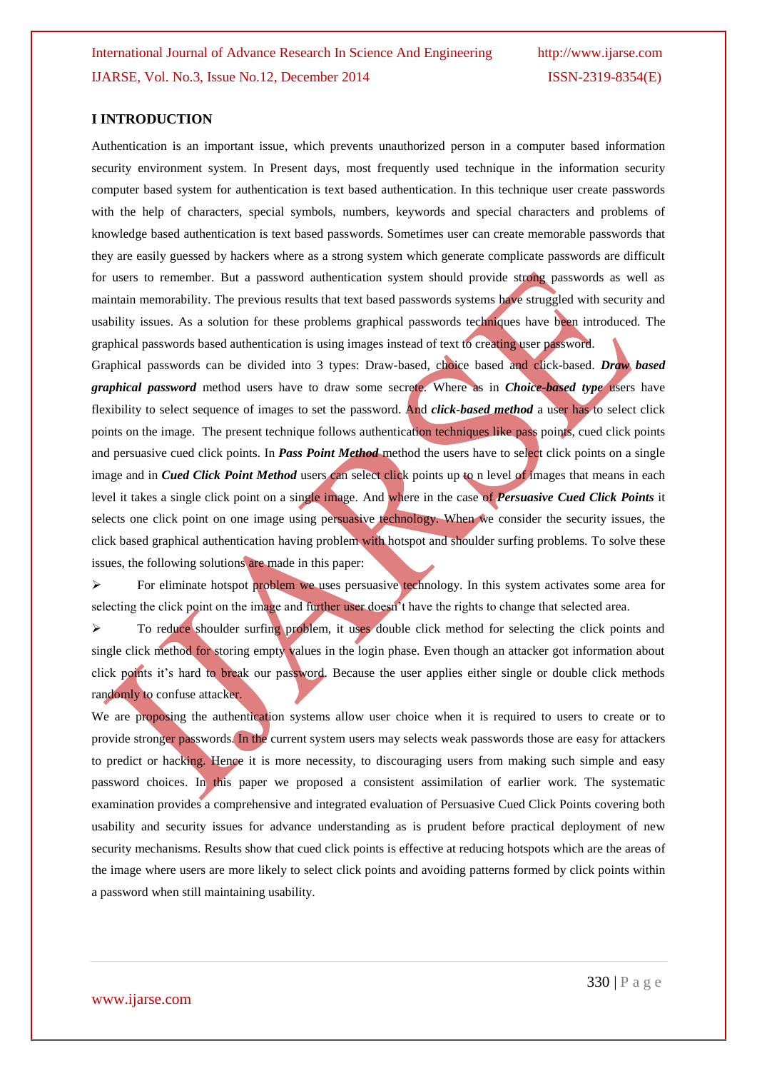## I INTRODUCTION

Authentication is an important issue, which prevents unauthorized person in a computer based information security environment system. In Present days, most frequently used technique in the information security computer based system for authentication is text based authentication. In this technique user create passwords with the help of characters, special symbols, numbers, keywords and special characters and problems of knowledge based authentication is text based passwords. Sometimes user can create memorable passwords that they are easily guessed by hackers where as a strong system which generate complicate passwords are difficult for users to remember. But a password authentication system should provide strong passwords as well as maintain memorability. The previous results that text based passwords systems have struggled with security and usability issues. As a solution for these problems graphical passwords techniques have been introduced. The graphical passwords based authentication is using images instead of text to creating user password.

Graphical passwords can be divided into 3 types: Draw-based, choice based and click-based. ***Draw based graphical password*** method users have to draw some secrete. Where as in ***Choice-based type*** users have flexibility to select sequence of images to set the password. And ***click-based method*** a user has to select click points on the image. The present technique follows authentication techniques like pass points, cued click points and persuasive cued click points. In ***Pass Point Method*** method the users have to select click points on a single image and in ***Cued Click Point Method*** users can select click points up to n level of images that means in each level it takes a single click point on a single image. And where in the case of ***Persuasive Cued Click Points*** it selects one click point on one image using persuasive technology. When we consider the security issues, the click based graphical authentication having problem with hotspot and shoulder surfing problems. To solve these issues, the following solutions are made in this paper:

- For eliminate hotspot problem we uses persuasive technology. In this system activates some area for selecting the click point on the image and further user doesn't have the rights to change that selected area.
- To reduce shoulder surfing problem, it uses double click method for selecting the click points and single click method for storing empty values in the login phase. Even though an attacker got information about click points it's hard to break our password. Because the user applies either single or double click methods randomly to confuse attacker.

We are proposing the authentication systems allow user choice when it is required to users to create or to provide stronger passwords. In the current system users may selects weak passwords those are easy for attackers to predict or hacking. Hence it is more necessity, to discouraging users from making such simple and easy password choices. In this paper we proposed a consistent assimilation of earlier work. The systematic examination provides a comprehensive and integrated evaluation of Persuasive Cued Click Points covering both usability and security issues for advance understanding as is prudent before practical deployment of new security mechanisms. Results show that cued click points is effective at reducing hotspots which are the areas of the image where users are more likely to select click points and avoiding patterns formed by click points within a password when still maintaining usability.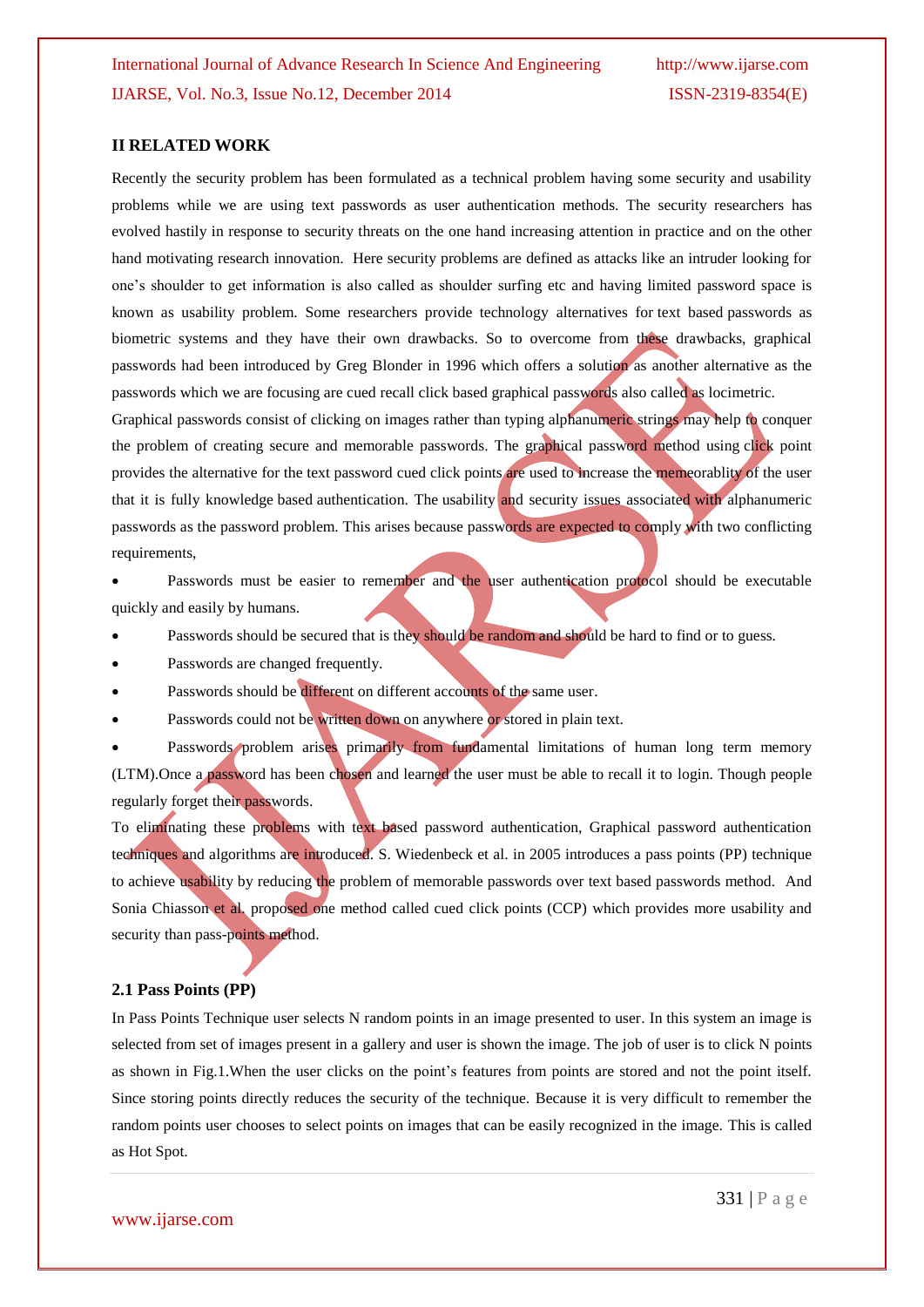## II RELATED WORK

Recently the security problem has been formulated as a technical problem having some security and usability problems while we are using text passwords as user authentication methods. The security researchers has evolved hastily in response to security threats on the one hand increasing attention in practice and on the other hand motivating research innovation. Here security problems are defined as attacks like an intruder looking for one's shoulder to get information is also called as shoulder surfing etc and having limited password space is known as usability problem. Some researchers provide technology alternatives for text based passwords as biometric systems and they have their own drawbacks. So to overcome from these drawbacks, graphical passwords had been introduced by Greg Blonder in 1996 which offers a solution as another alternative as the passwords which we are focusing are cued recall click based graphical passwords also called as locimetric.

Graphical passwords consist of clicking on images rather than typing alphanumeric strings may help to conquer the problem of creating secure and memorable passwords. The graphical password method using click point provides the alternative for the text password cued click points are used to increase the memeorablity of the user that it is fully knowledge based authentication. The usability and security issues associated with alphanumeric passwords as the password problem. This arises because passwords are expected to comply with two conflicting requirements,

- Passwords must be easier to remember and the user authentication protocol should be executable quickly and easily by humans.
- Passwords should be secured that is they should be random and should be hard to find or to guess.
- Passwords are changed frequently.
- Passwords should be different on different accounts of the same user.
- Passwords could not be written down on anywhere or stored in plain text.
- Passwords problem arises primarily from fundamental limitations of human long term memory (LTM).Once a password has been chosen and learned the user must be able to recall it to login. Though people regularly forget their passwords.

To eliminating these problems with text based password authentication, Graphical password authentication techniques and algorithms are introduced. S. Wiedenbeck et al. in 2005 introduces a pass points (PP) technique to achieve usability by reducing the problem of memorable passwords over text based passwords method. And Sonia Chiasson et al. proposed one method called cued click points (CCP) which provides more usability and security than pass-points method.

### 2.1 Pass Points (PP)

In Pass Points Technique user selects N random points in an image presented to user. In this system an image is selected from set of images present in a gallery and user is shown the image. The job of user is to click N points as shown in Fig.1.When the user clicks on the point's features from points are stored and not the point itself. Since storing points directly reduces the security of the technique. Because it is very difficult to remember the random points user chooses to select points on images that can be easily recognized in the image. This is called as Hot Spot.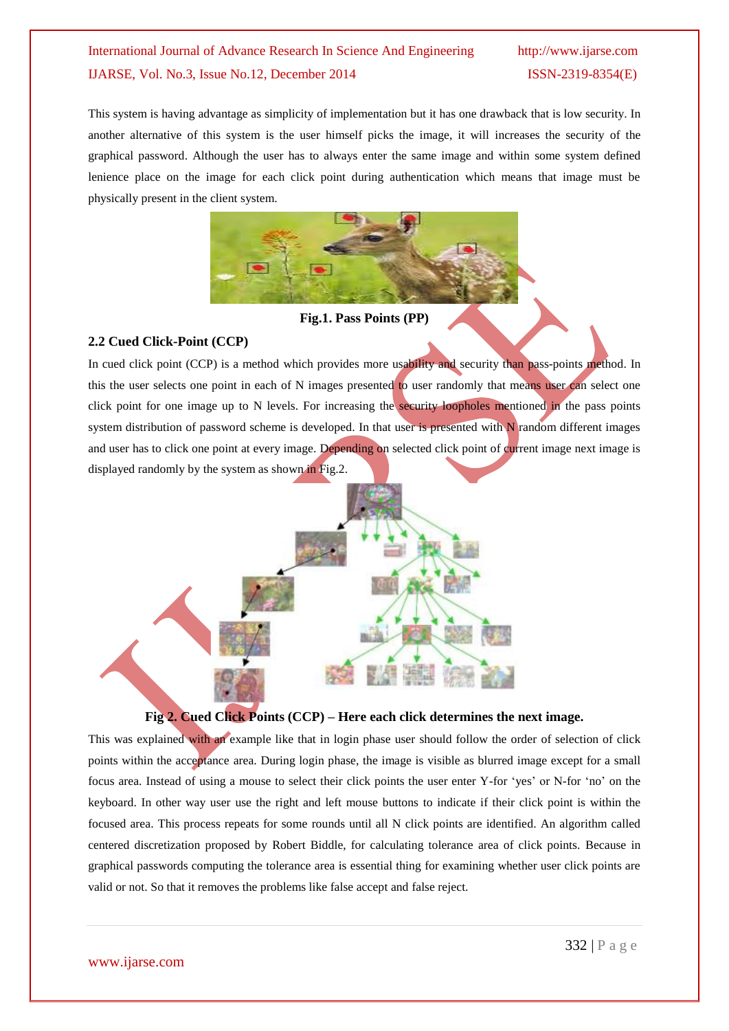This system is having advantage as simplicity of implementation but it has one drawback that is low security. In another alternative of this system is the user himself picks the image, it will increases the security of the graphical password. Although the user has to always enter the same image and within some system defined lenience place on the image for each click point during authentication which means that image must be physically present in the client system.

**Fig.1. Pass Points (PP)**

### 2.2 Cued Click-Point (CCP)

In cued click point (CCP) is a method which provides more usability and security than pass-points method. In this the user selects one point in each of N images presented to user randomly that means user can select one click point for one image up to N levels. For increasing the security loopholes mentioned in the pass points system distribution of password scheme is developed. In that user is presented with N random different images and user has to click one point at every image. Depending on selected click point of current image next image is displayed randomly by the system as shown in Fig.2.

**Fig 2. Cued Click Points (CCP) – Here each click determines the next image.**

This was explained with an example like that in login phase user should follow the order of selection of click points within the acceptance area. During login phase, the image is visible as blurred image except for a small focus area. Instead of using a mouse to select their click points the user enter Y-for 'yes' or N-for 'no' on the keyboard. In other way user use the right and left mouse buttons to indicate if their click point is within the focused area. This process repeats for some rounds until all N click points are identified. An algorithm called centered discretization proposed by Robert Biddle, for calculating tolerance area of click points. Because in graphical passwords computing the tolerance area is essential thing for examining whether user click points are valid or not. So that it removes the problems like false accept and false reject.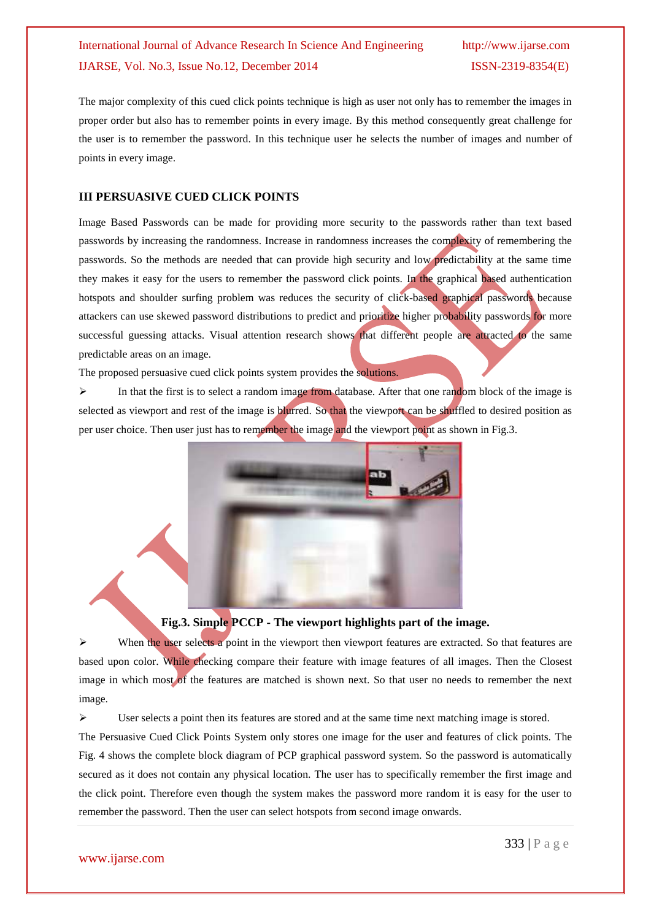The major complexity of this cued click points technique is high as user not only has to remember the images in proper order but also has to remember points in every image. By this method consequently great challenge for the user is to remember the password. In this technique user he selects the number of images and number of points in every image.

## III PERSUASIVE CUED CLICK POINTS

Image Based Passwords can be made for providing more security to the passwords rather than text based passwords by increasing the randomness. Increase in randomness increases the complexity of remembering the passwords. So the methods are needed that can provide high security and low predictability at the same time they makes it easy for the users to remember the password click points. In the graphical based authentication hotspots and shoulder surfing problem was reduces the security of click-based graphical passwords because attackers can use skewed password distributions to predict and prioritize higher probability passwords for more successful guessing attacks. Visual attention research shows that different people are attracted to the same predictable areas on an image.

The proposed persuasive cued click points system provides the solutions.

- In that the first is to select a random image from database. After that one random block of the image is selected as viewport and rest of the image is blurred. So that the viewport can be shuffled to desired position as per user choice. Then user just has to remember the image and the viewport point as shown in Fig.3.

**Fig.3. Simple PCCP - The viewport highlights part of the image.**

- When the user selects a point in the viewport then viewport features are extracted. So that features are based upon color. While checking compare their feature with image features of all images. Then the Closest image in which most of the features are matched is shown next. So that user no needs to remember the next image.
- User selects a point then its features are stored and at the same time next matching image is stored.

The Persuasive Cued Click Points System only stores one image for the user and features of click points. The Fig. 4 shows the complete block diagram of PCP graphical password system. So the password is automatically secured as it does not contain any physical location. The user has to specifically remember the first image and the click point. Therefore even though the system makes the password more random it is easy for the user to remember the password. Then the user can select hotspots from second image onwards.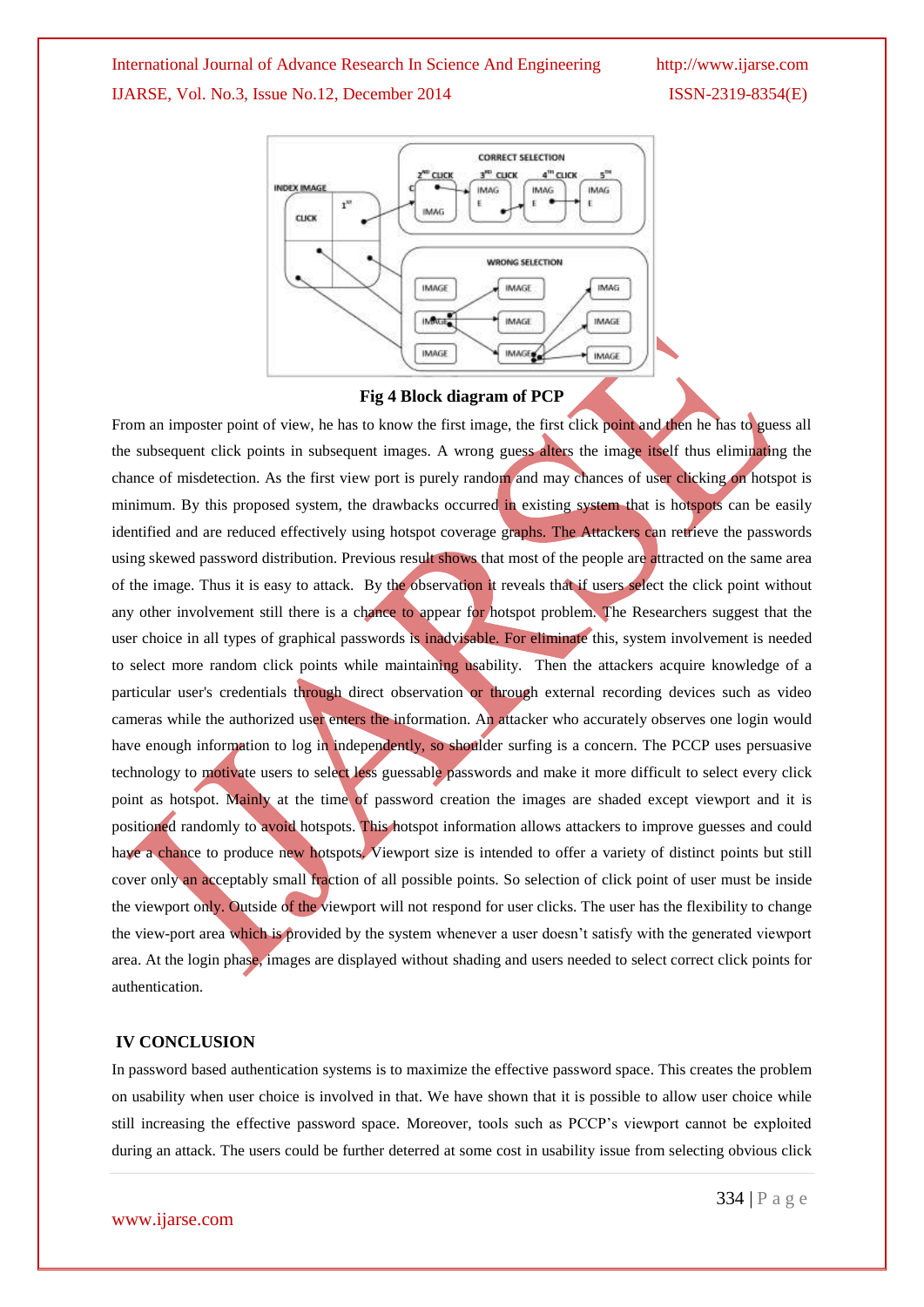INDEX IMAGE

CLICK

1ST

CORRECT SELECTION

2ND CLICK

3RD CLICK

4TH CLICK

5TH

IMAG

IMAG E

IMAG E

IMAG E

WRONG SELECTION

IMAGE

IMAGE

IMAG

IMAGE

IMAGE

IMAGE

IMAGE

IMAGE

IMAGE

**Fig 4 Block diagram of PCP**

From an imposter point of view, he has to know the first image, the first click point and then he has to guess all the subsequent click points in subsequent images. A wrong guess alters the image itself thus eliminating the chance of misdetection. As the first view port is purely random and may chances of user clicking on hotspot is minimum. By this proposed system, the drawbacks occurred in existing system that is hotspots can be easily identified and are reduced effectively using hotspot coverage graphs. The Attackers can retrieve the passwords using skewed password distribution. Previous result shows that most of the people are attracted on the same area of the image. Thus it is easy to attack. By the observation it reveals that if users select the click point without any other involvement still there is a chance to appear for hotspot problem. The Researchers suggest that the user choice in all types of graphical passwords is inadvisable. For eliminate this, system involvement is needed to select more random click points while maintaining usability. Then the attackers acquire knowledge of a particular user's credentials through direct observation or through external recording devices such as video cameras while the authorized user enters the information. An attacker who accurately observes one login would have enough information to log in independently, so shoulder surfing is a concern. The PCCP uses persuasive technology to motivate users to select less guessable passwords and make it more difficult to select every click point as hotspot. Mainly at the time of password creation the images are shaded except viewport and it is positioned randomly to avoid hotspots. This hotspot information allows attackers to improve guesses and could have a chance to produce new hotspots. Viewport size is intended to offer a variety of distinct points but still cover only an acceptably small fraction of all possible points. So selection of click point of user must be inside the viewport only. Outside of the viewport will not respond for user clicks. The user has the flexibility to change the view-port area which is provided by the system whenever a user doesn't satisfy with the generated viewport area. At the login phase, images are displayed without shading and users needed to select correct click points for authentication.

## IV CONCLUSION

In password based authentication systems is to maximize the effective password space. This creates the problem on usability when user choice is involved in that. We have shown that it is possible to allow user choice while still increasing the effective password space. Moreover, tools such as PCCP's viewport cannot be exploited during an attack. The users could be further deterred at some cost in usability issue from selecting obvious click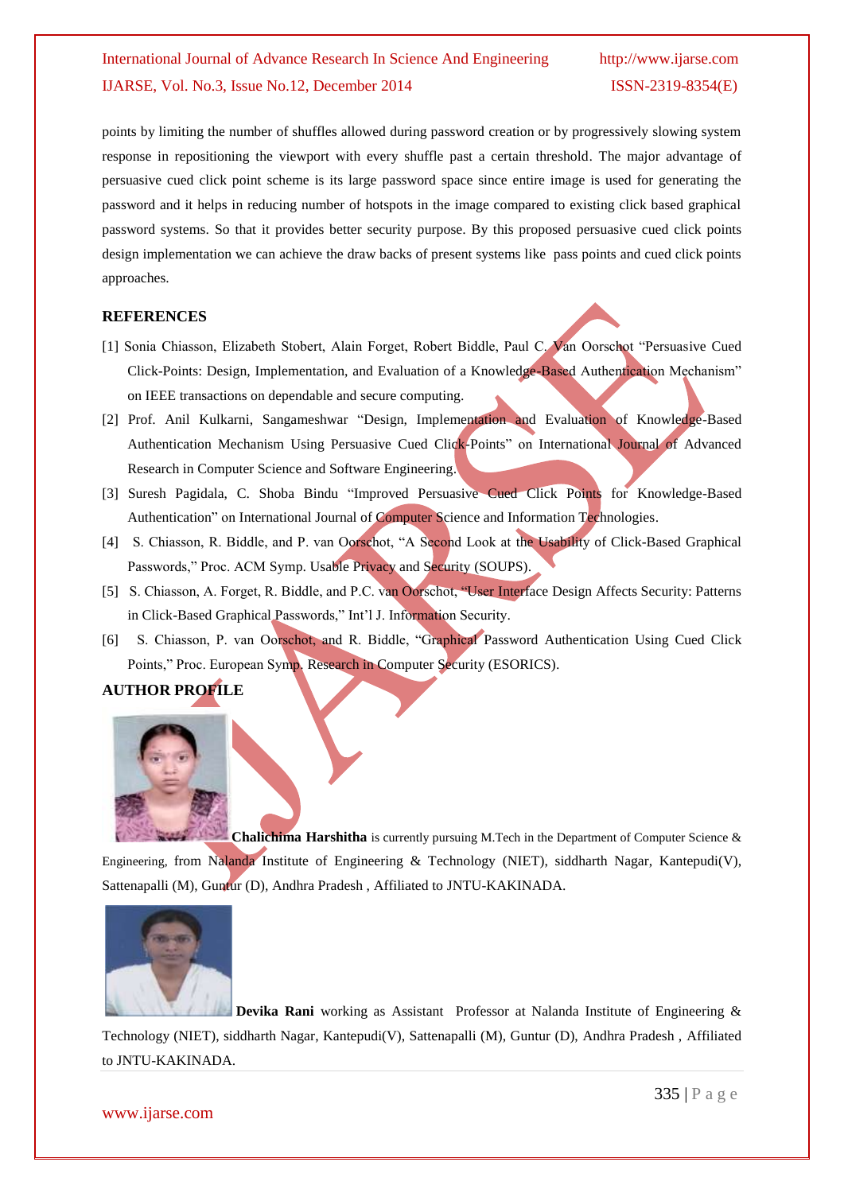points by limiting the number of shuffles allowed during password creation or by progressively slowing system response in repositioning the viewport with every shuffle past a certain threshold. The major advantage of persuasive cued click point scheme is its large password space since entire image is used for generating the password and it helps in reducing number of hotspots in the image compared to existing click based graphical password systems. So that it provides better security purpose. By this proposed persuasive cued click points design implementation we can achieve the draw backs of present systems like pass points and cued click points approaches.

## REFERENCES

[1] Sonia Chiasson, Elizabeth Stobert, Alain Forget, Robert Biddle, Paul C. Van Oorschot "Persuasive Cued Click-Points: Design, Implementation, and Evaluation of a Knowledge-Based Authentication Mechanism" on IEEE transactions on dependable and secure computing.

[2] Prof. Anil Kulkarni, Sangameshwar "Design, Implementation and Evaluation of Knowledge-Based Authentication Mechanism Using Persuasive Cued Click-Points" on International Journal of Advanced Research in Computer Science and Software Engineering.

[3] Suresh Pagidala, C. Shoba Bindu "Improved Persuasive Cued Click Points for Knowledge-Based Authentication" on International Journal of Computer Science and Information Technologies.

[4] S. Chiasson, R. Biddle, and P. van Oorschot, "A Second Look at the Usability of Click-Based Graphical Passwords," Proc. ACM Symp. Usable Privacy and Security (SOUPS).

[5] S. Chiasson, A. Forget, R. Biddle, and P.C. van Oorschot, "User Interface Design Affects Security: Patterns in Click-Based Graphical Passwords," Int'l J. Information Security.

[6] S. Chiasson, P. van Oorschot, and R. Biddle, "Graphical Password Authentication Using Cued Click Points," Proc. European Symp. Research in Computer Security (ESORICS).

## AUTHOR PROFILE

**Chalichima Harshitha** is currently pursuing M.Tech in the Department of Computer Science & Engineering, from Nalanda Institute of Engineering & Technology (NIET), siddharth Nagar, Kantepudi(V), Sattenapalli (M), Guntur (D), Andhra Pradesh , Affiliated to JNTU-KAKINADA.

**Devika Rani** working as Assistant Professor at Nalanda Institute of Engineering & Technology (NIET), siddharth Nagar, Kantepudi(V), Sattenapalli (M), Guntur (D), Andhra Pradesh , Affiliated to JNTU-KAKINADA.